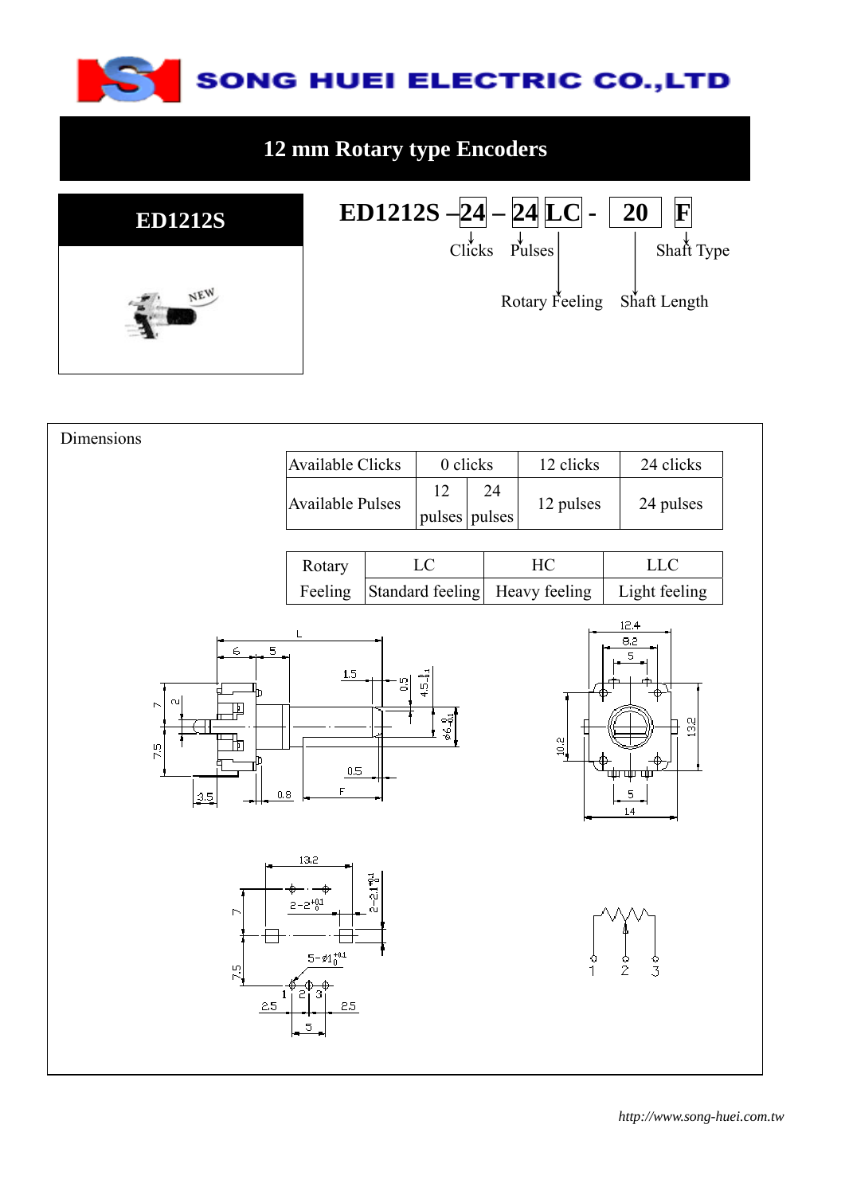SONG HUEI ELECTRIC CO.,LTD

# 12 mm Rotary type Encoders

## ED1212S

**ED1212S –24 – 24 LC - 20 F**

- 24: Clicks
- 24: Pulses
- LC: Rotary Feeling
- 20: Shaft Length
- F: Shaft Type

Dimensions

| Available Clicks | 0 clicks | | 12 clicks | 24 clicks |
|---|---|---|---|---|
| Available Pulses | 12 pulses | 24 pulses | 12 pulses | 24 pulses |

| Rotary Feeling | LC | HC | LLC |
|---|---|---|---|
| | Standard feeling | Heavy feeling | Light feeling |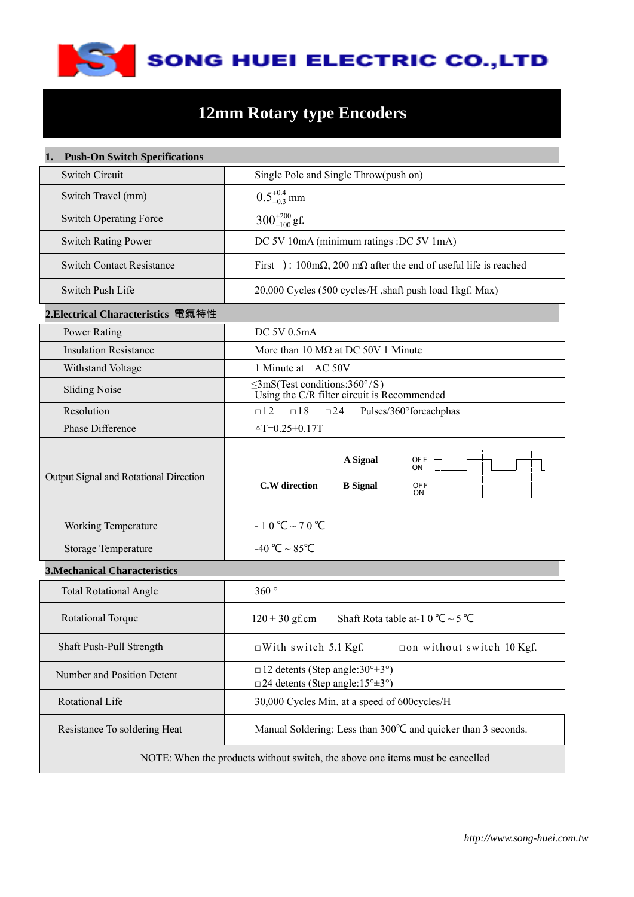# SONG HUEI ELECTRIC CO.,LTD

# 12mm Rotary type Encoders

## 1. Push-On Switch Specifications

| | |
|---|---|
| Switch Circuit | Single Pole and Single Throw(push on) |
| Switch Travel (mm) | $0.5^{+0.4}_{-0.3}$ mm |
| Switch Operating Force | $300^{+200}_{-100}$ gf. |
| Switch Rating Power | DC 5V 10mA (minimum ratings :DC 5V 1mA) |
| Switch Contact Resistance | First ）: 100mΩ, 200 mΩ after the end of useful life is reached |
| Switch Push Life | 20,000 Cycles (500 cycles/H ,shaft push load 1kgf. Max) |

## 2.Electrical Characteristics 電氣特性

| | |
|---|---|
| Power Rating | DC 5V 0.5mA |
| Insulation Resistance | More than 10 MΩ at DC 50V 1 Minute |
| Withstand Voltage | 1 Minute at AC 50V |
| Sliding Noise | ≤3mS(Test conditions:360°/S)<br>Using the C/R filter circuit is Recommended |
| Resolution | □12 □18 □24 Pulses/360°foreachphas |
| Phase Difference | △T=0.25±0.17T |
| Output Signal and Rotational Direction | C.W direction A Signal OFF ON; B Signal OFF ON |
| Working Temperature | -10℃～70℃ |
| Storage Temperature | -40℃～85℃ |

## 3.Mechanical Characteristics

| | |
|---|---|
| Total Rotational Angle | 360° |
| Rotational Torque | 120 ± 30 gf.cm Shaft Rota table at-10℃～5℃ |
| Shaft Push-Pull Strength | □With switch 5.1 Kgf. □on without switch 10 Kgf. |
| Number and Position Detent | □12 detents (Step angle:30°±3°)<br>□24 detents (Step angle:15°±3°) |
| Rotational Life | 30,000 Cycles Min. at a speed of 600cycles/H |
| Resistance To soldering Heat | Manual Soldering: Less than 300℃ and quicker than 3 seconds. |

NOTE: When the products without switch, the above one items must be cancelled

*http://www.song-huei.com.tw*